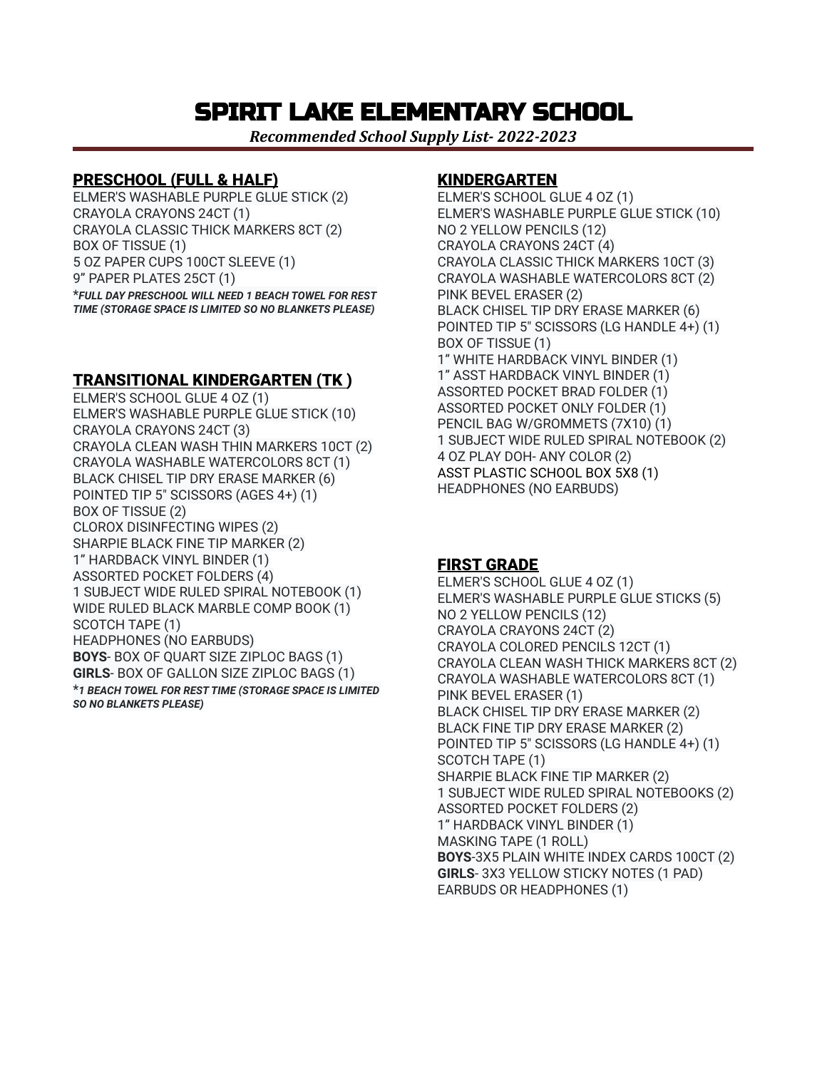# SPIRIT LAKE ELEMENTARY SCHOOL

***Recommended School Supply List- 2022-2023***

## PRESCHOOL (FULL & HALF)

ELMER'S WASHABLE PURPLE GLUE STICK (2)
CRAYOLA CRAYONS 24CT (1)
CRAYOLA CLASSIC THICK MARKERS 8CT (2)
BOX OF TISSUE (1)
5 OZ PAPER CUPS 100CT SLEEVE (1)
9" PAPER PLATES 25CT (1)

****FULL DAY PRESCHOOL WILL NEED 1 BEACH TOWEL FOR REST TIME (STORAGE SPACE IS LIMITED SO NO BLANKETS PLEASE)***

## TRANSITIONAL KINDERGARTEN (TK )

ELMER'S SCHOOL GLUE 4 OZ (1)
ELMER'S WASHABLE PURPLE GLUE STICK (10)
CRAYOLA CRAYONS 24CT (3)
CRAYOLA CLEAN WASH THIN MARKERS 10CT (2)
CRAYOLA WASHABLE WATERCOLORS 8CT (1)
BLACK CHISEL TIP DRY ERASE MARKER (6)
POINTED TIP 5" SCISSORS (AGES 4+) (1)
BOX OF TISSUE (2)
CLOROX DISINFECTING WIPES (2)
SHARPIE BLACK FINE TIP MARKER (2)
1" HARDBACK VINYL BINDER (1)
ASSORTED POCKET FOLDERS (4)
1 SUBJECT WIDE RULED SPIRAL NOTEBOOK (1)
WIDE RULED BLACK MARBLE COMP BOOK (1)
SCOTCH TAPE (1)
HEADPHONES (NO EARBUDS)
**BOYS**- BOX OF QUART SIZE ZIPLOC BAGS (1)
**GIRLS**- BOX OF GALLON SIZE ZIPLOC BAGS (1)

****1 BEACH TOWEL FOR REST TIME (STORAGE SPACE IS LIMITED SO NO BLANKETS PLEASE)***

## KINDERGARTEN

ELMER'S SCHOOL GLUE 4 OZ (1)
ELMER'S WASHABLE PURPLE GLUE STICK (10)
NO 2 YELLOW PENCILS (12)
CRAYOLA CRAYONS 24CT (4)
CRAYOLA CLASSIC THICK MARKERS 10CT (3)
CRAYOLA WASHABLE WATERCOLORS 8CT (2)
PINK BEVEL ERASER (2)
BLACK CHISEL TIP DRY ERASE MARKER (6)
POINTED TIP 5" SCISSORS (LG HANDLE 4+) (1)
BOX OF TISSUE (1)
1" WHITE HARDBACK VINYL BINDER (1)
1" ASST HARDBACK VINYL BINDER (1)
ASSORTED POCKET BRAD FOLDER (1)
ASSORTED POCKET ONLY FOLDER (1)
PENCIL BAG W/GROMMETS (7X10) (1)
1 SUBJECT WIDE RULED SPIRAL NOTEBOOK (2)
4 OZ PLAY DOH- ANY COLOR (2)
ASST PLASTIC SCHOOL BOX 5X8 (1)
HEADPHONES (NO EARBUDS)

## FIRST GRADE

ELMER'S SCHOOL GLUE 4 OZ (1)
ELMER'S WASHABLE PURPLE GLUE STICKS (5)
NO 2 YELLOW PENCILS (12)
CRAYOLA CRAYONS 24CT (2)
CRAYOLA COLORED PENCILS 12CT (1)
CRAYOLA CLEAN WASH THICK MARKERS 8CT (2)
CRAYOLA WASHABLE WATERCOLORS 8CT (1)
PINK BEVEL ERASER (1)
BLACK CHISEL TIP DRY ERASE MARKER (2)
BLACK FINE TIP DRY ERASE MARKER (2)
POINTED TIP 5" SCISSORS (LG HANDLE 4+) (1)
SCOTCH TAPE (1)
SHARPIE BLACK FINE TIP MARKER (2)
1 SUBJECT WIDE RULED SPIRAL NOTEBOOKS (2)
ASSORTED POCKET FOLDERS (2)
1" HARDBACK VINYL BINDER (1)
MASKING TAPE (1 ROLL)
**BOYS**-3X5 PLAIN WHITE INDEX CARDS 100CT (2)
**GIRLS**- 3X3 YELLOW STICKY NOTES (1 PAD)
EARBUDS OR HEADPHONES (1)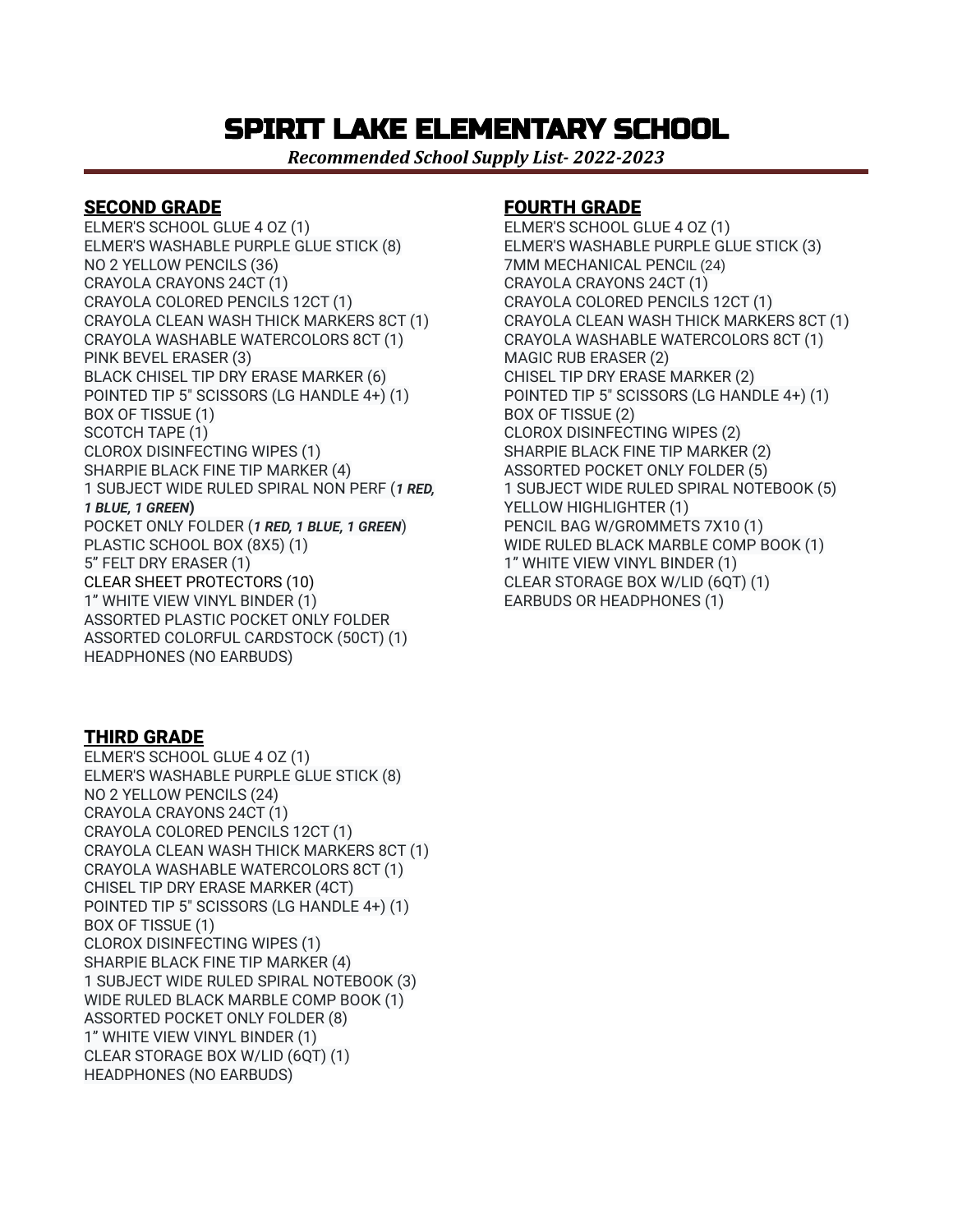# SPIRIT LAKE ELEMENTARY SCHOOL

***Recommended School Supply List- 2022-2023***

## SECOND GRADE

ELMER'S SCHOOL GLUE 4 OZ (1)
ELMER'S WASHABLE PURPLE GLUE STICK (8)
NO 2 YELLOW PENCILS (36)
CRAYOLA CRAYONS 24CT (1)
CRAYOLA COLORED PENCILS 12CT (1)
CRAYOLA CLEAN WASH THICK MARKERS 8CT (1)
CRAYOLA WASHABLE WATERCOLORS 8CT (1)
PINK BEVEL ERASER (3)
BLACK CHISEL TIP DRY ERASE MARKER (6)
POINTED TIP 5" SCISSORS (LG HANDLE 4+) (1)
BOX OF TISSUE (1)
SCOTCH TAPE (1)
CLOROX DISINFECTING WIPES (1)
SHARPIE BLACK FINE TIP MARKER (4)
1 SUBJECT WIDE RULED SPIRAL NON PERF (***1 RED, 1 BLUE, 1 GREEN***)
POCKET ONLY FOLDER (***1 RED, 1 BLUE, 1 GREEN***)
PLASTIC SCHOOL BOX (8X5) (1)
5" FELT DRY ERASER (1)
CLEAR SHEET PROTECTORS (10)
1" WHITE VIEW VINYL BINDER (1)
ASSORTED PLASTIC POCKET ONLY FOLDER
ASSORTED COLORFUL CARDSTOCK (50CT) (1)
HEADPHONES (NO EARBUDS)

## THIRD GRADE

ELMER'S SCHOOL GLUE 4 OZ (1)
ELMER'S WASHABLE PURPLE GLUE STICK (8)
NO 2 YELLOW PENCILS (24)
CRAYOLA CRAYONS 24CT (1)
CRAYOLA COLORED PENCILS 12CT (1)
CRAYOLA CLEAN WASH THICK MARKERS 8CT (1)
CRAYOLA WASHABLE WATERCOLORS 8CT (1)
CHISEL TIP DRY ERASE MARKER (4CT)
POINTED TIP 5" SCISSORS (LG HANDLE 4+) (1)
BOX OF TISSUE (1)
CLOROX DISINFECTING WIPES (1)
SHARPIE BLACK FINE TIP MARKER (4)
1 SUBJECT WIDE RULED SPIRAL NOTEBOOK (3)
WIDE RULED BLACK MARBLE COMP BOOK (1)
ASSORTED POCKET ONLY FOLDER (8)
1" WHITE VIEW VINYL BINDER (1)
CLEAR STORAGE BOX W/LID (6QT) (1)
HEADPHONES (NO EARBUDS)

## FOURTH GRADE

ELMER'S SCHOOL GLUE 4 OZ (1)
ELMER'S WASHABLE PURPLE GLUE STICK (3)
7MM MECHANICAL PENCIL (24)
CRAYOLA CRAYONS 24CT (1)
CRAYOLA COLORED PENCILS 12CT (1)
CRAYOLA CLEAN WASH THICK MARKERS 8CT (1)
CRAYOLA WASHABLE WATERCOLORS 8CT (1)
MAGIC RUB ERASER (2)
CHISEL TIP DRY ERASE MARKER (2)
POINTED TIP 5" SCISSORS (LG HANDLE 4+) (1)
BOX OF TISSUE (2)
CLOROX DISINFECTING WIPES (2)
SHARPIE BLACK FINE TIP MARKER (2)
ASSORTED POCKET ONLY FOLDER (5)
1 SUBJECT WIDE RULED SPIRAL NOTEBOOK (5)
YELLOW HIGHLIGHTER (1)
PENCIL BAG W/GROMMETS 7X10 (1)
WIDE RULED BLACK MARBLE COMP BOOK (1)
1" WHITE VIEW VINYL BINDER (1)
CLEAR STORAGE BOX W/LID (6QT) (1)
EARBUDS OR HEADPHONES (1)